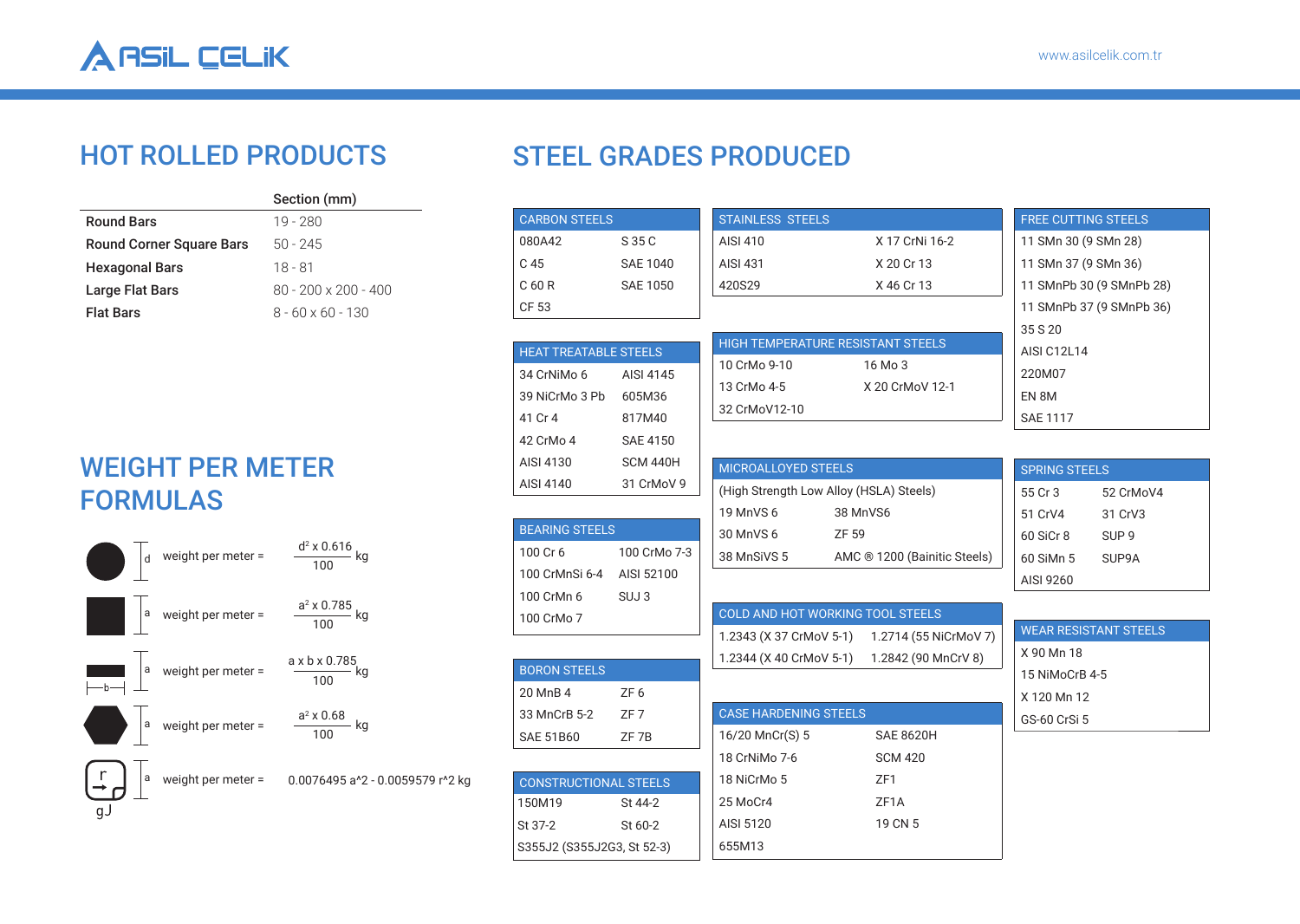# HOT ROLLED PRODUCTS

| | Section (mm) |
|---|---|
| **Round Bars** | 19 - 280 |
| **Round Corner Square Bars** | 50 - 245 |
| **Hexagonal Bars** | 18 - 81 |
| **Large Flat Bars** | 80 - 200 x 200 - 400 |
| **Flat Bars** | 8 - 60 x 60 - 130 |

# WEIGHT PER METER FORMULAS

- Round (d): weight per meter = $\frac{d^2 \times 0.616}{100}$ kg
- Square (a): weight per meter = $\frac{a^2 \times 0.785}{100}$ kg
- Flat (a, b): weight per meter = $\frac{a \times b \times 0.785}{100}$ kg
- Hexagonal (a): weight per meter = $\frac{a^2 \times 0.68}{100}$ kg
- Round corner square (a, r): weight per meter = 0.0076495 a^2 - 0.0059579 r^2 kg

# STEEL GRADES PRODUCED

| CARBON STEELS | |
|---|---|
| 080A42 | S 35 C |
| C 45 | SAE 1040 |
| C 60 R | SAE 1050 |
| CF 53 | |

| HEAT TREATABLE STEELS | |
|---|---|
| 34 CrNiMo 6 | AISI 4145 |
| 39 NiCrMo 3 Pb | 605M36 |
| 41 Cr 4 | 817M40 |
| 42 CrMo 4 | SAE 4150 |
| AISI 4130 | SCM 440H |
| AISI 4140 | 31 CrMoV 9 |

| BEARING STEELS | |
|---|---|
| 100 Cr 6 | 100 CrMo 7-3 |
| 100 CrMnSi 6-4 | AISI 52100 |
| 100 CrMn 6 | SUJ 3 |
| 100 CrMo 7 | |

| BORON STEELS | |
|---|---|
| 20 MnB 4 | ZF 6 |
| 33 MnCrB 5-2 | ZF 7 |
| SAE 51B60 | ZF 7B |

| CONSTRUCTIONAL STEELS | |
|---|---|
| 150M19 | St 44-2 |
| St 37-2 | St 60-2 |
| S355J2 (S355J2G3, St 52-3) | |

| STAINLESS STEELS | |
|---|---|
| AISI 410 | X 17 CrNi 16-2 |
| AISI 431 | X 20 Cr 13 |
| 420S29 | X 46 Cr 13 |

| HIGH TEMPERATURE RESISTANT STEELS | |
|---|---|
| 10 CrMo 9-10 | 16 Mo 3 |
| 13 CrMo 4-5 | X 20 CrMoV 12-1 |
| 32 CrMoV12-10 | |

| MICROALLOYED STEELS | |
|---|---|
| (High Strength Low Alloy (HSLA) Steels) | |
| 19 MnVS 6 | 38 MnVS6 |
| 30 MnVS 6 | ZF 59 |
| 38 MnSiVS 5 | AMC ® 1200 (Bainitic Steels) |

| COLD AND HOT WORKING TOOL STEELS | |
|---|---|
| 1.2343 (X 37 CrMoV 5-1) | 1.2714 (55 NiCrMoV 7) |
| 1.2344 (X 40 CrMoV 5-1) | 1.2842 (90 MnCrV 8) |

| CASE HARDENING STEELS | |
|---|---|
| 16/20 MnCr(S) 5 | SAE 8620H |
| 18 CrNiMo 7-6 | SCM 420 |
| 18 NiCrMo 5 | ZF1 |
| 25 MoCr4 | ZF1A |
| AISI 5120 | 19 CN 5 |
| 655M13 | |

| FREE CUTTING STEELS |
|---|
| 11 SMn 30 (9 SMn 28) |
| 11 SMn 37 (9 SMn 36) |
| 11 SMnPb 30 (9 SMnPb 28) |
| 11 SMnPb 37 (9 SMnPb 36) |
| 35 S 20 |
| AISI C12L14 |
| 220M07 |
| EN 8M |
| SAE 1117 |

| SPRING STEELS | |
|---|---|
| 55 Cr 3 | 52 CrMoV4 |
| 51 CrV4 | 31 CrV3 |
| 60 SiCr 8 | SUP 9 |
| 60 SiMn 5 | SUP9A |
| AISI 9260 | |

| WEAR RESISTANT STEELS |
|---|
| X 90 Mn 18 |
| 15 NiMoCrB 4-5 |
| X 120 Mn 12 |
| GS-60 CrSi 5 |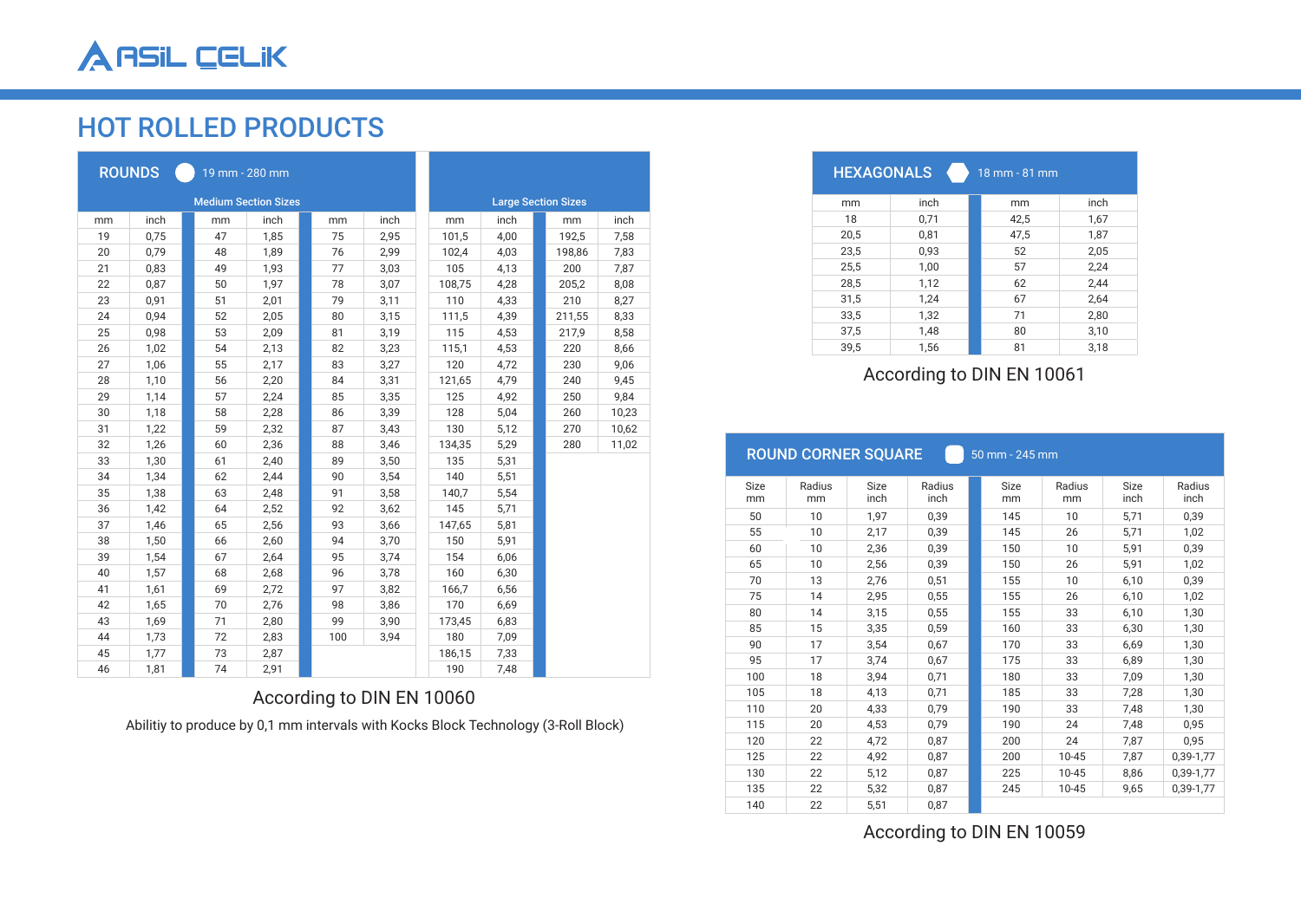# HOT ROLLED PRODUCTS

## ROUNDS 19 mm - 280 mm

| Medium Section Sizes | | | | | | Large Section Sizes | | | |
|---|---|---|---|---|---|---|---|---|---|
| mm | inch | mm | inch | mm | inch | mm | inch | mm | inch |
| 19 | 0,75 | 47 | 1,85 | 75 | 2,95 | 101,5 | 4,00 | 192,5 | 7,58 |
| 20 | 0,79 | 48 | 1,89 | 76 | 2,99 | 102,4 | 4,03 | 198,86 | 7,83 |
| 21 | 0,83 | 49 | 1,93 | 77 | 3,03 | 105 | 4,13 | 200 | 7,87 |
| 22 | 0,87 | 50 | 1,97 | 78 | 3,07 | 108,75 | 4,28 | 205,2 | 8,08 |
| 23 | 0,91 | 51 | 2,01 | 79 | 3,11 | 110 | 4,33 | 210 | 8,27 |
| 24 | 0,94 | 52 | 2,05 | 80 | 3,15 | 111,5 | 4,39 | 211,55 | 8,33 |
| 25 | 0,98 | 53 | 2,09 | 81 | 3,19 | 115 | 4,53 | 217,9 | 8,58 |
| 26 | 1,02 | 54 | 2,13 | 82 | 3,23 | 115,1 | 4,53 | 220 | 8,66 |
| 27 | 1,06 | 55 | 2,17 | 83 | 3,27 | 120 | 4,72 | 230 | 9,06 |
| 28 | 1,10 | 56 | 2,20 | 84 | 3,31 | 121,65 | 4,79 | 240 | 9,45 |
| 29 | 1,14 | 57 | 2,24 | 85 | 3,35 | 125 | 4,92 | 250 | 9,84 |
| 30 | 1,18 | 58 | 2,28 | 86 | 3,39 | 128 | 5,04 | 260 | 10,23 |
| 31 | 1,22 | 59 | 2,32 | 87 | 3,43 | 130 | 5,12 | 270 | 10,62 |
| 32 | 1,26 | 60 | 2,36 | 88 | 3,46 | 134,35 | 5,29 | 280 | 11,02 |
| 33 | 1,30 | 61 | 2,40 | 89 | 3,50 | 135 | 5,31 | | |
| 34 | 1,34 | 62 | 2,44 | 90 | 3,54 | 140 | 5,51 | | |
| 35 | 1,38 | 63 | 2,48 | 91 | 3,58 | 140,7 | 5,54 | | |
| 36 | 1,42 | 64 | 2,52 | 92 | 3,62 | 145 | 5,71 | | |
| 37 | 1,46 | 65 | 2,56 | 93 | 3,66 | 147,65 | 5,81 | | |
| 38 | 1,50 | 66 | 2,60 | 94 | 3,70 | 150 | 5,91 | | |
| 39 | 1,54 | 67 | 2,64 | 95 | 3,74 | 154 | 6,06 | | |
| 40 | 1,57 | 68 | 2,68 | 96 | 3,78 | 160 | 6,30 | | |
| 41 | 1,61 | 69 | 2,72 | 97 | 3,82 | 166,7 | 6,56 | | |
| 42 | 1,65 | 70 | 2,76 | 98 | 3,86 | 170 | 6,69 | | |
| 43 | 1,69 | 71 | 2,80 | 99 | 3,90 | 173,45 | 6,83 | | |
| 44 | 1,73 | 72 | 2,83 | 100 | 3,94 | 180 | 7,09 | | |
| 45 | 1,77 | 73 | 2,87 | | | 186,15 | 7,33 | | |
| 46 | 1,81 | 74 | 2,91 | | | 190 | 7,48 | | |

According to DIN EN 10060

Abilitiy to produce by 0,1 mm intervals with Kocks Block Technology (3-Roll Block)

## HEXAGONALS 18 mm - 81 mm

| mm | inch | mm | inch |
|---|---|---|---|
| 18 | 0,71 | 42,5 | 1,67 |
| 20,5 | 0,81 | 47,5 | 1,87 |
| 23,5 | 0,93 | 52 | 2,05 |
| 25,5 | 1,00 | 57 | 2,24 |
| 28,5 | 1,12 | 62 | 2,44 |
| 31,5 | 1,24 | 67 | 2,64 |
| 33,5 | 1,32 | 71 | 2,80 |
| 37,5 | 1,48 | 80 | 3,10 |
| 39,5 | 1,56 | 81 | 3,18 |

According to DIN EN 10061

## ROUND CORNER SQUARE 50 mm - 245 mm

| Size mm | Radius mm | Size inch | Radius inch | Size mm | Radius mm | Size inch | Radius inch |
|---|---|---|---|---|---|---|---|
| 50 | 10 | 1,97 | 0,39 | 145 | 10 | 5,71 | 0,39 |
| 55 | 10 | 2,17 | 0,39 | 145 | 26 | 5,71 | 1,02 |
| 60 | 10 | 2,36 | 0,39 | 150 | 10 | 5,91 | 0,39 |
| 65 | 10 | 2,56 | 0,39 | 150 | 26 | 5,91 | 1,02 |
| 70 | 13 | 2,76 | 0,51 | 155 | 10 | 6,10 | 0,39 |
| 75 | 14 | 2,95 | 0,55 | 155 | 26 | 6,10 | 1,02 |
| 80 | 14 | 3,15 | 0,55 | 155 | 33 | 6,10 | 1,30 |
| 85 | 15 | 3,35 | 0,59 | 160 | 33 | 6,30 | 1,30 |
| 90 | 17 | 3,54 | 0,67 | 170 | 33 | 6,69 | 1,30 |
| 95 | 17 | 3,74 | 0,67 | 175 | 33 | 6,89 | 1,30 |
| 100 | 18 | 3,94 | 0,71 | 180 | 33 | 7,09 | 1,30 |
| 105 | 18 | 4,13 | 0,71 | 185 | 33 | 7,28 | 1,30 |
| 110 | 20 | 4,33 | 0,79 | 190 | 33 | 7,48 | 1,30 |
| 115 | 20 | 4,53 | 0,79 | 190 | 24 | 7,48 | 0,95 |
| 120 | 22 | 4,72 | 0,87 | 200 | 24 | 7,87 | 0,95 |
| 125 | 22 | 4,92 | 0,87 | 200 | 10-45 | 7,87 | 0,39-1,77 |
| 130 | 22 | 5,12 | 0,87 | 225 | 10-45 | 8,86 | 0,39-1,77 |
| 135 | 22 | 5,32 | 0,87 | 245 | 10-45 | 9,65 | 0,39-1,77 |
| 140 | 22 | 5,51 | 0,87 | | | | |

According to DIN EN 10059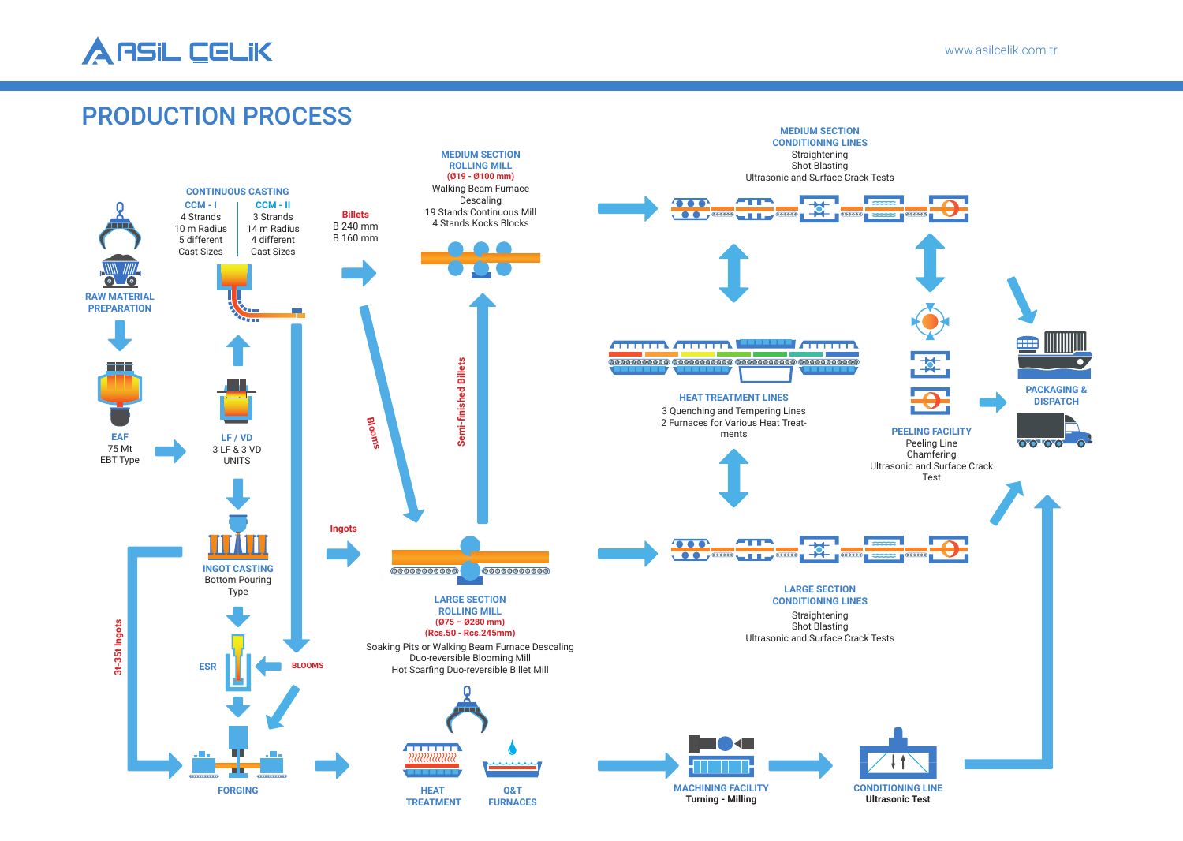# PRODUCTION PROCESS

**RAW MATERIAL PREPARATION**

**EAF**
75 Mt
EBT Type

**LF / VD**
3 LF & 3 VD
UNITS

**CONTINUOUS CASTING**

| CCM - I | CCM - II |
|---|---|
| 4 Strands | 3 Strands |
| 10 m Radius | 14 m Radius |
| 5 different Cast Sizes | 4 different Cast Sizes |

**Billets**
B 240 mm
B 160 mm

**INGOT CASTING**
Bottom Pouring Type

**Ingots**

**ESR**

**BLOOMS**

**3t-35t Ingots**

**FORGING**

**HEAT TREATMENT**

**Q&T FURNACES**

**MEDIUM SECTION ROLLING MILL**
(Ø19 - Ø100 mm)
Walking Beam Furnace
Descaling
19 Stands Continuous Mill
4 Stands Kocks Blocks

**Blooms**

**Semi-finished Billets**

**LARGE SECTION ROLLING MILL**
(Ø75 – Ø280 mm)
(Rcs.50 - Rcs.245mm)
Soaking Pits or Walking Beam Furnace Descaling
Duo-reversible Blooming Mill
Hot Scarfing Duo-reversible Billet Mill

**MEDIUM SECTION CONDITIONING LINES**
Straightening
Shot Blasting
Ultrasonic and Surface Crack Tests

**HEAT TREATMENT LINES**
3 Quenching and Tempering Lines
2 Furnaces for Various Heat Treatments

**LARGE SECTION CONDITIONING LINES**
Straightening
Shot Blasting
Ultrasonic and Surface Crack Tests

**PEELING FACILITY**
Peeling Line
Chamfering
Ultrasonic and Surface Crack Test

**PACKAGING & DISPATCH**

**MACHINING FACILITY**
Turning - Milling

**CONDITIONING LINE**
Ultrasonic Test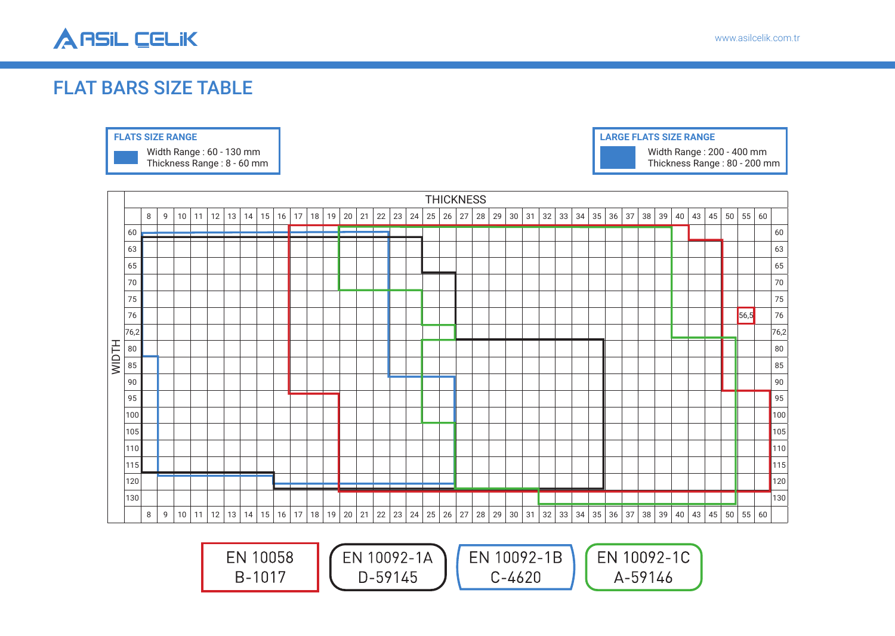# FLAT BARS SIZE TABLE

**FLATS SIZE RANGE**

Width Range : 60 - 130 mm
Thickness Range : 8 - 60 mm

**LARGE FLATS SIZE RANGE**

Width Range : 200 - 400 mm
Thickness Range : 80 - 200 mm

THICKNESS

8 9 10 11 12 13 14 15 16 17 18 19 20 21 22 23 24 25 26 27 28 29 30 31 32 33 34 35 36 37 38 39 40 43 45 50 55 60

WIDTH

60 63 65 70 75 76 76,2 80 85 90 95 100 105 110 115 120 130

56,5

EN 10058
B-1017

EN 10092-1A
D-59145

EN 10092-1B
C-4620

EN 10092-1C
A-59146